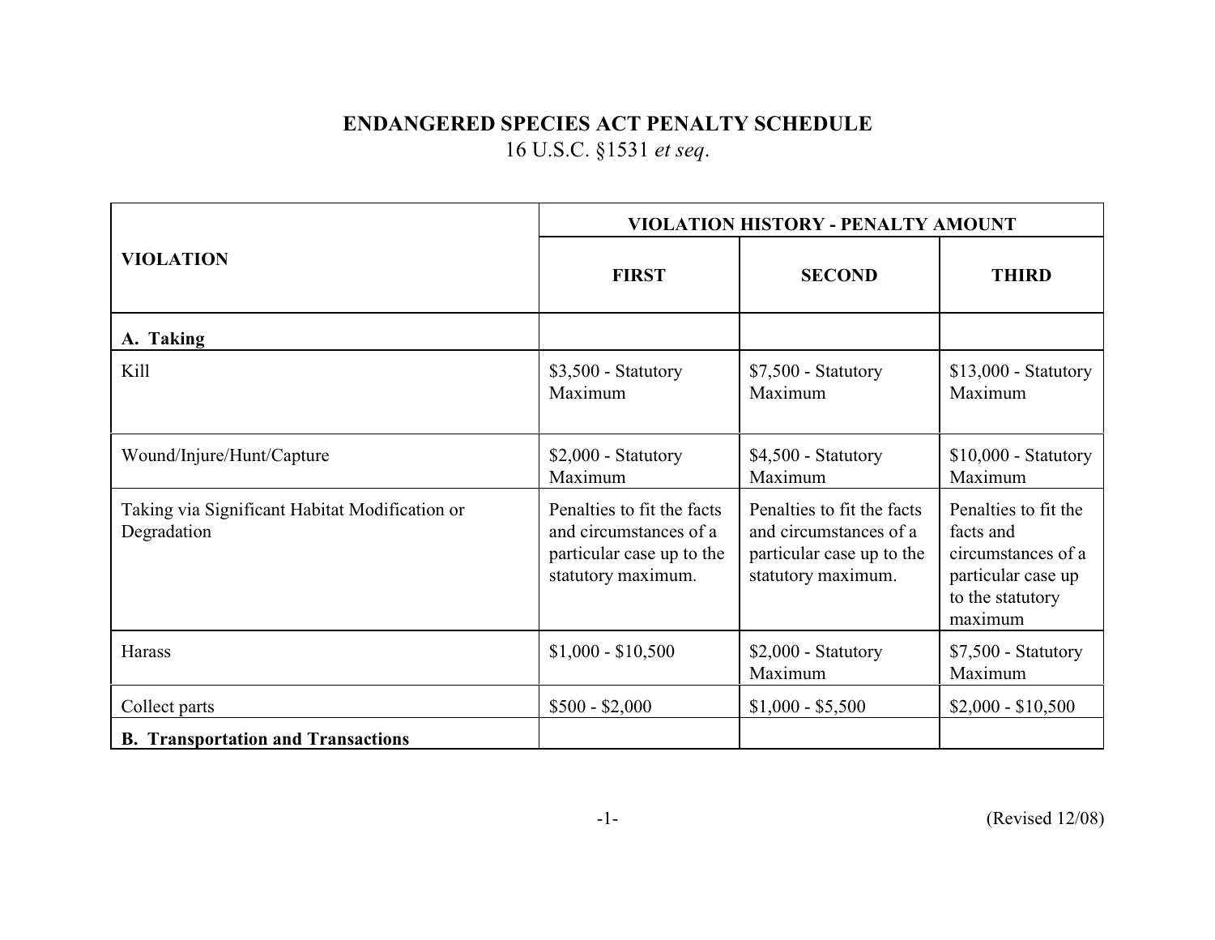# ENDANGERED SPECIES ACT PENALTY SCHEDULE

16 U.S.C. §1531 *et seq*.

| VIOLATION | VIOLATION HISTORY - PENALTY AMOUNT | | |
|---|---|---|---|
| | **FIRST** | **SECOND** | **THIRD** |
| **A. Taking** | | | |
| Kill | $3,500 - Statutory Maximum | $7,500 - Statutory Maximum | $13,000 - Statutory Maximum |
| Wound/Injure/Hunt/Capture | $2,000 - Statutory Maximum | $4,500 - Statutory Maximum | $10,000 - Statutory Maximum |
| Taking via Significant Habitat Modification or Degradation | Penalties to fit the facts and circumstances of a particular case up to the statutory maximum. | Penalties to fit the facts and circumstances of a particular case up to the statutory maximum. | Penalties to fit the facts and circumstances of a particular case up to the statutory maximum |
| Harass | $1,000 - $10,500 | $2,000 - Statutory Maximum | $7,500 - Statutory Maximum |
| Collect parts | $500 - $2,000 | $1,000 - $5,500 | $2,000 - $10,500 |
| **B. Transportation and Transactions** | | | |

(Revised 12/08)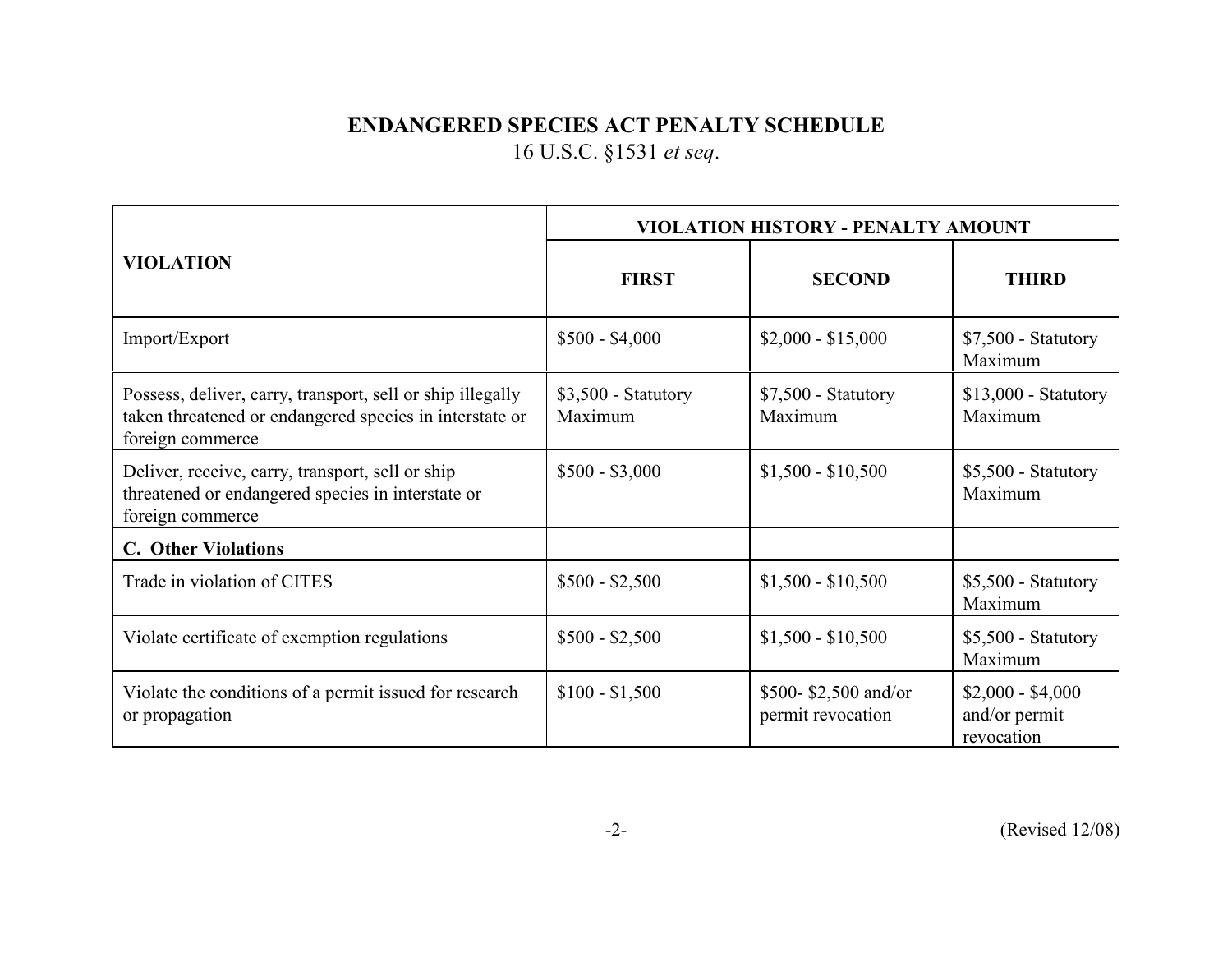# ENDANGERED SPECIES ACT PENALTY SCHEDULE

16 U.S.C. §1531 *et seq*.

| VIOLATION | VIOLATION HISTORY - PENALTY AMOUNT | | |
|---|---|---|---|
| | **FIRST** | **SECOND** | **THIRD** |
| Import/Export | $500 - $4,000 | $2,000 - $15,000 | $7,500 - Statutory Maximum |
| Possess, deliver, carry, transport, sell or ship illegally taken threatened or endangered species in interstate or foreign commerce | $3,500 - Statutory Maximum | $7,500 - Statutory Maximum | $13,000 - Statutory Maximum |
| Deliver, receive, carry, transport, sell or ship threatened or endangered species in interstate or foreign commerce | $500 - $3,000 | $1,500 - $10,500 | $5,500 - Statutory Maximum |
| **C. Other Violations** | | | |
| Trade in violation of CITES | $500 - $2,500 | $1,500 - $10,500 | $5,500 - Statutory Maximum |
| Violate certificate of exemption regulations | $500 - $2,500 | $1,500 - $10,500 | $5,500 - Statutory Maximum |
| Violate the conditions of a permit issued for research or propagation | $100 - $1,500 | $500- $2,500 and/or permit revocation | $2,000 - $4,000 and/or permit revocation |

(Revised 12/08)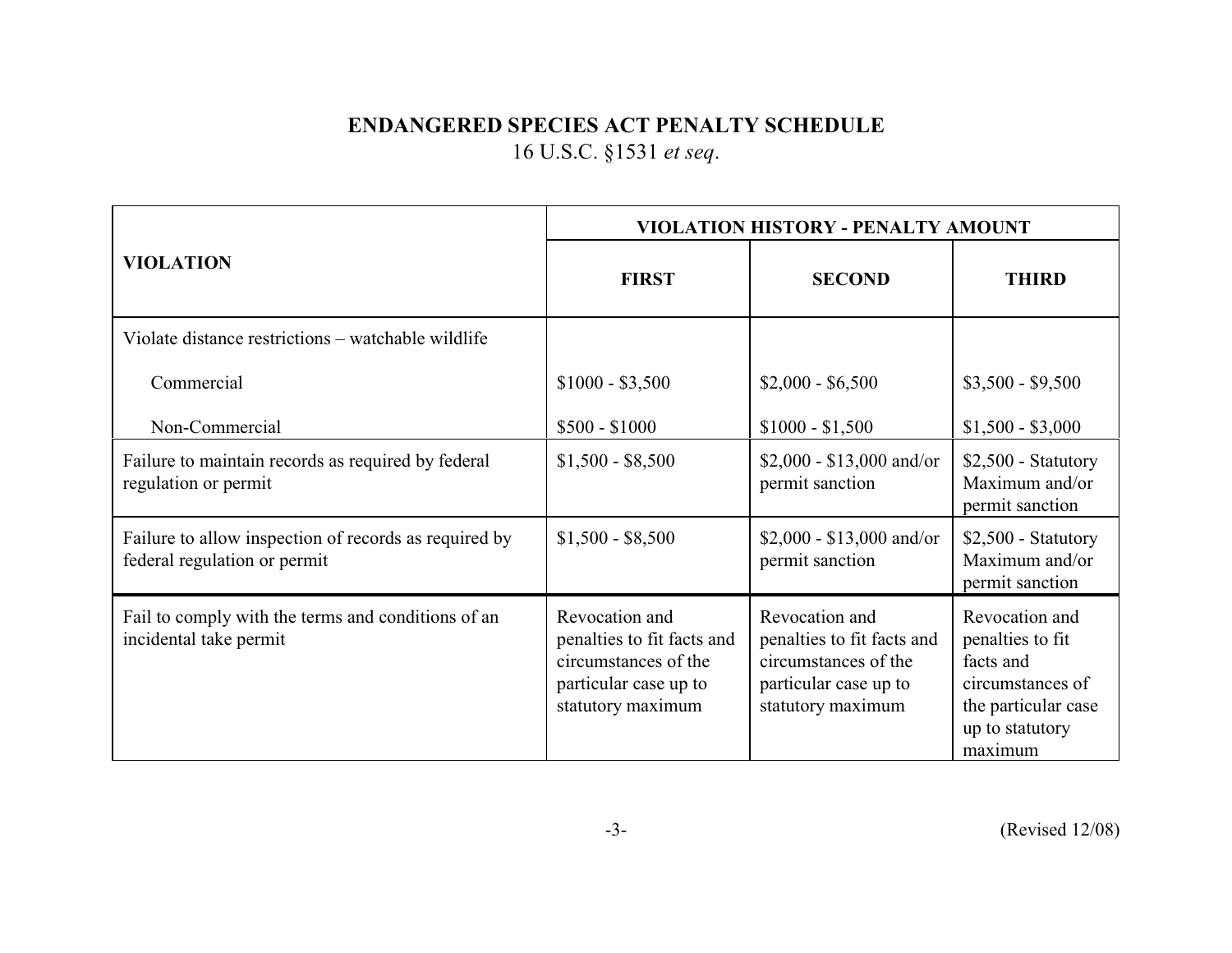# ENDANGERED SPECIES ACT PENALTY SCHEDULE

16 U.S.C. §1531 *et seq*.

| VIOLATION | VIOLATION HISTORY - PENALTY AMOUNT | | |
|---|---|---|---|
| | **FIRST** | **SECOND** | **THIRD** |
| Violate distance restrictions – watchable wildlife | | | |
| Commercial | $1000 - $3,500 | $2,000 - $6,500 | $3,500 - $9,500 |
| Non-Commercial | $500 - $1000 | $1000 - $1,500 | $1,500 - $3,000 |
| Failure to maintain records as required by federal regulation or permit | $1,500 - $8,500 | $2,000 - $13,000 and/or permit sanction | $2,500 - Statutory Maximum and/or permit sanction |
| Failure to allow inspection of records as required by federal regulation or permit | $1,500 - $8,500 | $2,000 - $13,000 and/or permit sanction | $2,500 - Statutory Maximum and/or permit sanction |
| Fail to comply with the terms and conditions of an incidental take permit | Revocation and penalties to fit facts and circumstances of the particular case up to statutory maximum | Revocation and penalties to fit facts and circumstances of the particular case up to statutory maximum | Revocation and penalties to fit facts and circumstances of the particular case up to statutory maximum |

(Revised 12/08)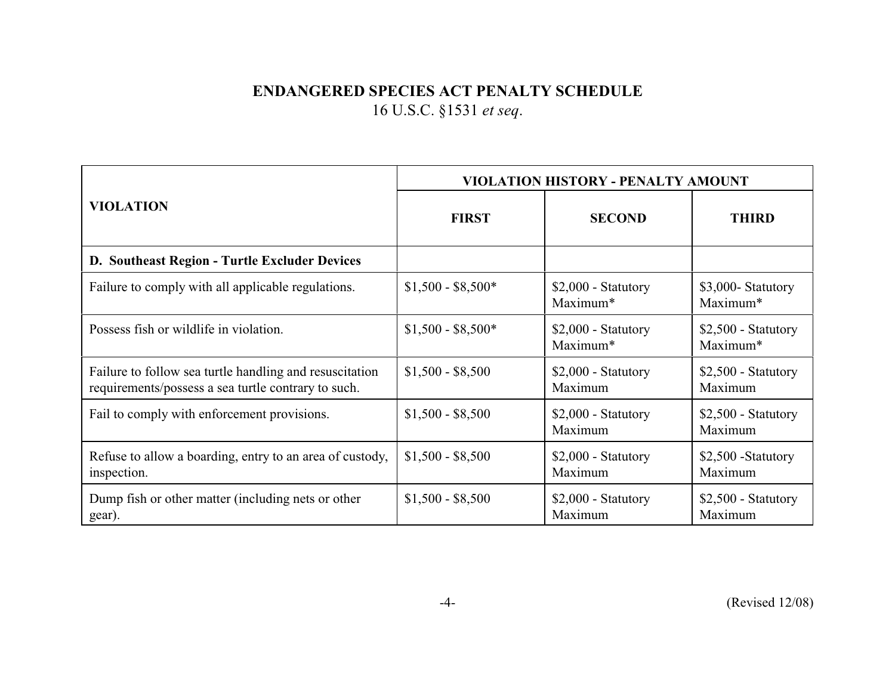# ENDANGERED SPECIES ACT PENALTY SCHEDULE

16 U.S.C. §1531 *et seq*.

| VIOLATION | VIOLATION HISTORY - PENALTY AMOUNT | | |
|---|---|---|---|
| | **FIRST** | **SECOND** | **THIRD** |
| **D. Southeast Region - Turtle Excluder Devices** | | | |
| Failure to comply with all applicable regulations. | $1,500 - $8,500* | $2,000 - Statutory Maximum* | $3,000- Statutory Maximum* |
| Possess fish or wildlife in violation. | $1,500 - $8,500* | $2,000 - Statutory Maximum* | $2,500 - Statutory Maximum* |
| Failure to follow sea turtle handling and resuscitation requirements/possess a sea turtle contrary to such. | $1,500 - $8,500 | $2,000 - Statutory Maximum | $2,500 - Statutory Maximum |
| Fail to comply with enforcement provisions. | $1,500 - $8,500 | $2,000 - Statutory Maximum | $2,500 - Statutory Maximum |
| Refuse to allow a boarding, entry to an area of custody, inspection. | $1,500 - $8,500 | $2,000 - Statutory Maximum | $2,500 -Statutory Maximum |
| Dump fish or other matter (including nets or other gear). | $1,500 - $8,500 | $2,000 - Statutory Maximum | $2,500 - Statutory Maximum |

(Revised 12/08)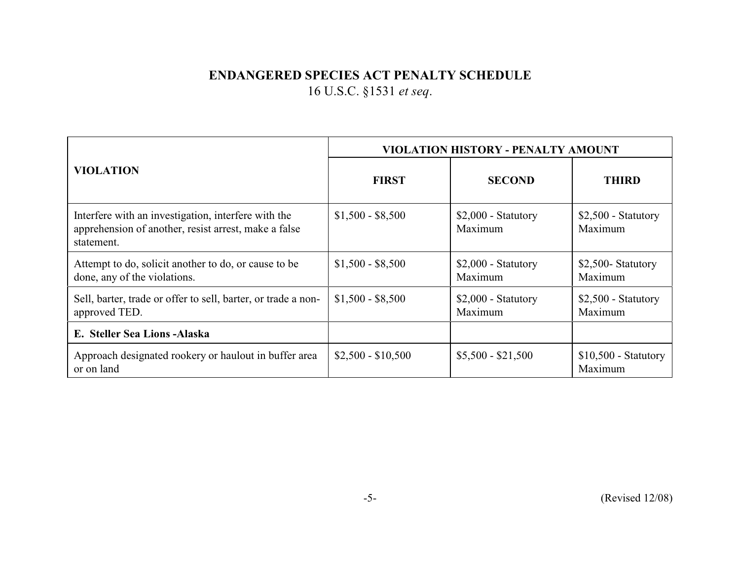# ENDANGERED SPECIES ACT PENALTY SCHEDULE

16 U.S.C. §1531 *et seq*.

| VIOLATION | VIOLATION HISTORY - PENALTY AMOUNT | | |
|---|---|---|---|
| | **FIRST** | **SECOND** | **THIRD** |
| Interfere with an investigation, interfere with the apprehension of another, resist arrest, make a false statement. | $1,500 - $8,500 | $2,000 - Statutory Maximum | $2,500 - Statutory Maximum |
| Attempt to do, solicit another to do, or cause to be done, any of the violations. | $1,500 - $8,500 | $2,000 - Statutory Maximum | $2,500- Statutory Maximum |
| Sell, barter, trade or offer to sell, barter, or trade a non-approved TED. | $1,500 - $8,500 | $2,000 - Statutory Maximum | $2,500 - Statutory Maximum |
| **E. Steller Sea Lions -Alaska** | | | |
| Approach designated rookery or haulout in buffer area or on land | $2,500 - $10,500 | $5,500 - $21,500 | $10,500 - Statutory Maximum |

(Revised 12/08)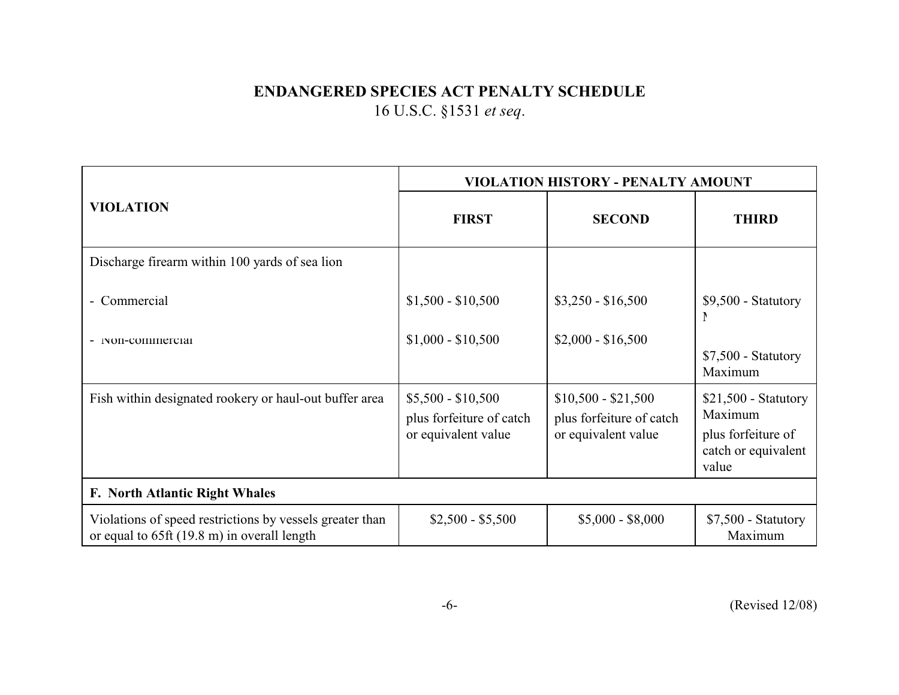## ENDANGERED SPECIES ACT PENALTY SCHEDULE

16 U.S.C. §1531 *et seq*.

| VIOLATION | VIOLATION HISTORY - PENALTY AMOUNT | | |
|---|---|---|---|
| | **FIRST** | **SECOND** | **THIRD** |
| Discharge firearm within 100 yards of sea lion | | | |
| - Commercial | $1,500 - $10,500 | $3,250 - $16,500 | $9,500 - Statutory M |
| - Non-commercial | $1,000 - $10,500 | $2,000 - $16,500 | $7,500 - Statutory Maximum |
| Fish within designated rookery or haul-out buffer area | $5,500 - $10,500 plus forfeiture of catch or equivalent value | $10,500 - $21,500 plus forfeiture of catch or equivalent value | $21,500 - Statutory Maximum plus forfeiture of catch or equivalent value |
| **F. North Atlantic Right Whales** | | | |
| Violations of speed restrictions by vessels greater than or equal to 65ft (19.8 m) in overall length | $2,500 - $5,500 | $5,000 - $8,000 | $7,500 - Statutory Maximum |

(Revised 12/08)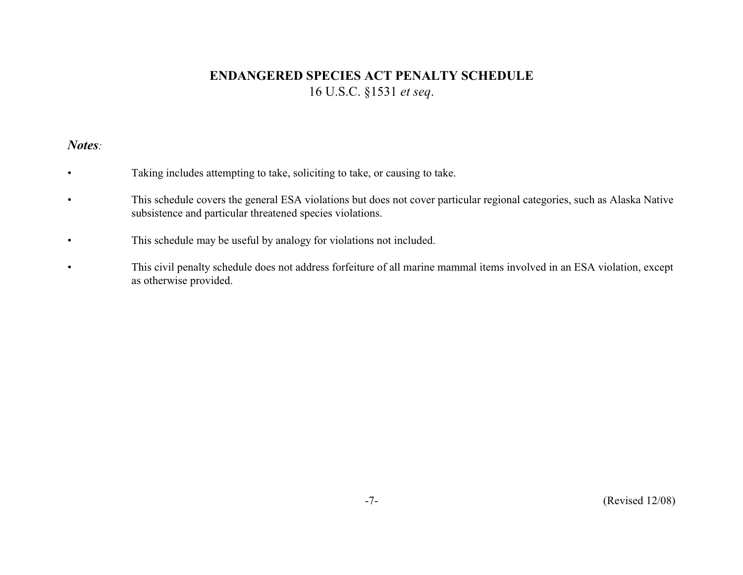# ENDANGERED SPECIES ACT PENALTY SCHEDULE

16 U.S.C. §1531 *et seq*.

***Notes***:

- Taking includes attempting to take, soliciting to take, or causing to take.
- This schedule covers the general ESA violations but does not cover particular regional categories, such as Alaska Native subsistence and particular threatened species violations.
- This schedule may be useful by analogy for violations not included.
- This civil penalty schedule does not address forfeiture of all marine mammal items involved in an ESA violation, except as otherwise provided.

(Revised 12/08)